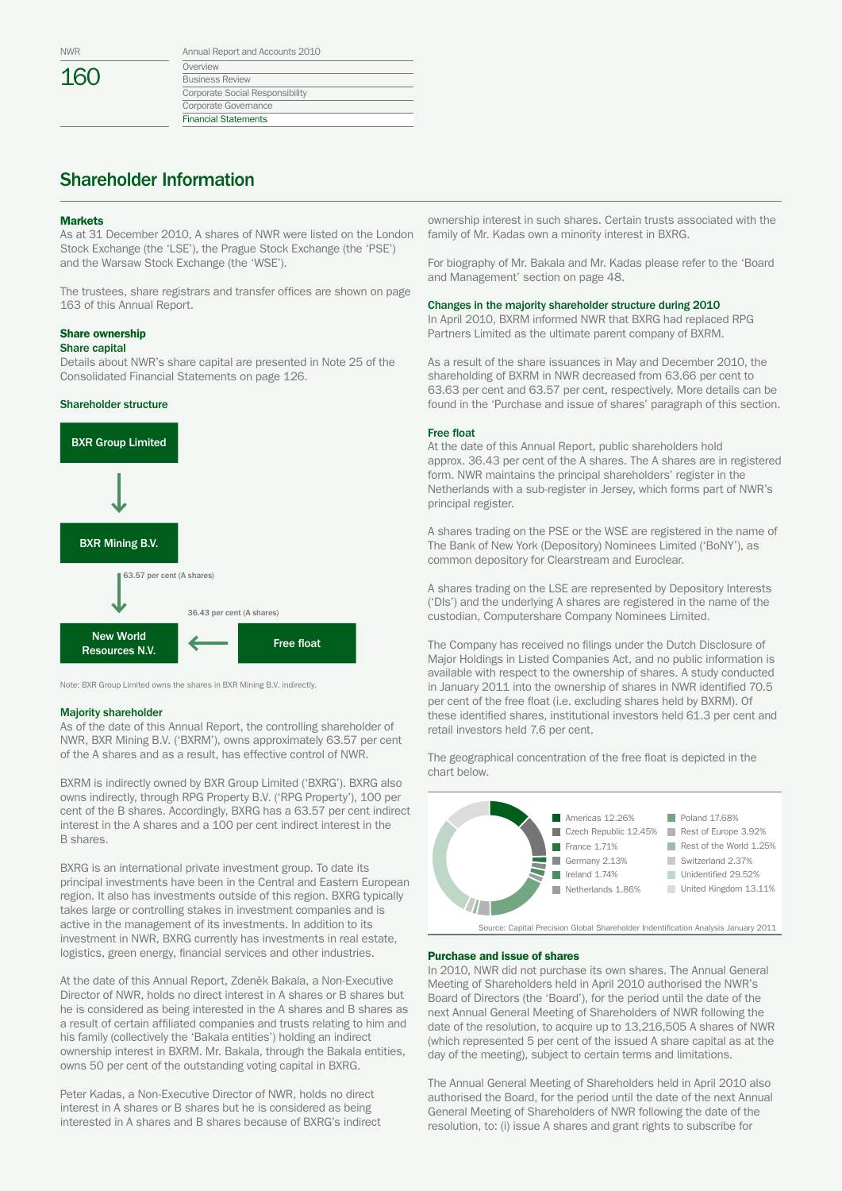# Shareholder Information

### Markets

As at 31 December 2010, A shares of NWR were listed on the London Stock Exchange (the 'LSE'), the Prague Stock Exchange (the 'PSE') and the Warsaw Stock Exchange (the 'WSE').

The trustees, share registrars and transfer offices are shown on page 163 of this Annual Report.

### Share ownership

#### Share capital

Details about NWR's share capital are presented in Note 25 of the Consolidated Financial Statements on page 126.

#### Shareholder structure

BXR Group Limited

BXR Mining B.V.

63.57 per cent (A shares)

36.43 per cent (A shares)

New World Resources N.V.

Free float

Note: BXR Group Limited owns the shares in BXR Mining B.V. indirectly.

#### Majority shareholder

As of the date of this Annual Report, the controlling shareholder of NWR, BXR Mining B.V. ('BXRM'), owns approximately 63.57 per cent of the A shares and as a result, has effective control of NWR.

BXRM is indirectly owned by BXR Group Limited ('BXRG'). BXRG also owns indirectly, through RPG Property B.V. ('RPG Property'), 100 per cent of the B shares. Accordingly, BXRG has a 63.57 per cent indirect interest in the A shares and a 100 per cent indirect interest in the B shares.

BXRG is an international private investment group. To date its principal investments have been in the Central and Eastern European region. It also has investments outside of this region. BXRG typically takes large or controlling stakes in investment companies and is active in the management of its investments. In addition to its investment in NWR, BXRG currently has investments in real estate, logistics, green energy, financial services and other industries.

At the date of this Annual Report, Zdeněk Bakala, a Non-Executive Director of NWR, holds no direct interest in A shares or B shares but he is considered as being interested in the A shares and B shares as a result of certain affiliated companies and trusts relating to him and his family (collectively the 'Bakala entities') holding an indirect ownership interest in BXRM. Mr. Bakala, through the Bakala entities, owns 50 per cent of the outstanding voting capital in BXRG.

Peter Kadas, a Non-Executive Director of NWR, holds no direct interest in A shares or B shares but he is considered as being interested in A shares and B shares because of BXRG's indirect ownership interest in such shares. Certain trusts associated with the family of Mr. Kadas own a minority interest in BXRG.

For biography of Mr. Bakala and Mr. Kadas please refer to the 'Board and Management' section on page 48.

#### Changes in the majority shareholder structure during 2010

In April 2010, BXRM informed NWR that BXRG had replaced RPG Partners Limited as the ultimate parent company of BXRM.

As a result of the share issuances in May and December 2010, the shareholding of BXRM in NWR decreased from 63.66 per cent to 63.63 per cent and 63.57 per cent, respectively. More details can be found in the 'Purchase and issue of shares' paragraph of this section.

#### Free float

At the date of this Annual Report, public shareholders hold approx. 36.43 per cent of the A shares. The A shares are in registered form. NWR maintains the principal shareholders' register in the Netherlands with a sub-register in Jersey, which forms part of NWR's principal register.

A shares trading on the PSE or the WSE are registered in the name of The Bank of New York (Depository) Nominees Limited ('BoNY'), as common depository for Clearstream and Euroclear.

A shares trading on the LSE are represented by Depository Interests ('DIs') and the underlying A shares are registered in the name of the custodian, Computershare Company Nominees Limited.

The Company has received no filings under the Dutch Disclosure of Major Holdings in Listed Companies Act, and no public information is available with respect to the ownership of shares. A study conducted in January 2011 into the ownership of shares in NWR identified 70.5 per cent of the free float (i.e. excluding shares held by BXRM). Of these identified shares, institutional investors held 61.3 per cent and retail investors held 7.6 per cent.

The geographical concentration of the free float is depicted in the chart below.

Americas 12.26%
Czech Republic 12.45%
France 1.71%
Germany 2.13%
Ireland 1.74%
Netherlands 1.86%
Poland 17.68%
Rest of Europe 3.92%
Rest of the World 1.25%
Switzerland 2.37%
Unidentified 29.52%
United Kingdom 13.11%

Source: Capital Precision Global Shareholder Indentification Analysis January 2011

#### Purchase and issue of shares

In 2010, NWR did not purchase its own shares. The Annual General Meeting of Shareholders held in April 2010 authorised the NWR's Board of Directors (the 'Board'), for the period until the date of the next Annual General Meeting of Shareholders of NWR following the date of the resolution, to acquire up to 13,216,505 A shares of NWR (which represented 5 per cent of the issued A share capital as at the day of the meeting), subject to certain terms and limitations.

The Annual General Meeting of Shareholders held in April 2010 also authorised the Board, for the period until the date of the next Annual General Meeting of Shareholders of NWR following the date of the resolution, to: (i) issue A shares and grant rights to subscribe for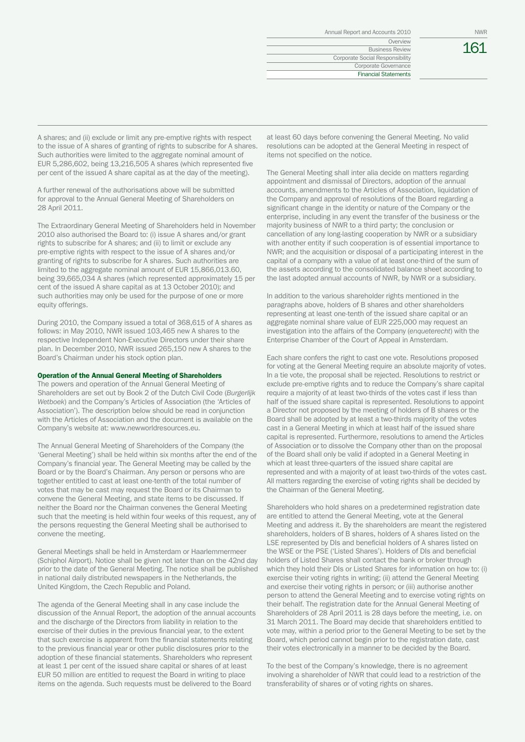A shares; and (ii) exclude or limit any pre-emptive rights with respect to the issue of A shares of granting of rights to subscribe for A shares. Such authorities were limited to the aggregate nominal amount of EUR 5,286,602, being 13,216,505 A shares (which represented five per cent of the issued A share capital as at the day of the meeting).

A further renewal of the authorisations above will be submitted for approval to the Annual General Meeting of Shareholders on 28 April 2011.

The Extraordinary General Meeting of Shareholders held in November 2010 also authorised the Board to: (i) issue A shares and/or grant rights to subscribe for A shares; and (ii) to limit or exclude any pre-emptive rights with respect to the issue of A shares and/or granting of rights to subscribe for A shares. Such authorities are limited to the aggregate nominal amount of EUR 15,866,013.60, being 39,665,034 A shares (which represented approximately 15 per cent of the issued A share capital as at 13 October 2010); and such authorities may only be used for the purpose of one or more equity offerings.

During 2010, the Company issued a total of 368,615 of A shares as follows: in May 2010, NWR issued 103,465 new A shares to the respective Independent Non-Executive Directors under their share plan. In December 2010, NWR issued 265,150 new A shares to the Board's Chairman under his stock option plan.

**Operation of the Annual General Meeting of Shareholders**

The powers and operation of the Annual General Meeting of Shareholders are set out by Book 2 of the Dutch Civil Code (*Burgerlijk Wetboek*) and the Company's Articles of Association (the 'Articles of Association'). The description below should be read in conjunction with the Articles of Association and the document is available on the Company's website at: www.newworldresources.eu.

The Annual General Meeting of Shareholders of the Company (the 'General Meeting') shall be held within six months after the end of the Company's financial year. The General Meeting may be called by the Board or by the Board's Chairman. Any person or persons who are together entitled to cast at least one-tenth of the total number of votes that may be cast may request the Board or its Chairman to convene the General Meeting, and state items to be discussed. If neither the Board nor the Chairman convenes the General Meeting such that the meeting is held within four weeks of this request, any of the persons requesting the General Meeting shall be authorised to convene the meeting.

General Meetings shall be held in Amsterdam or Haarlemmermeer (Schiphol Airport). Notice shall be given not later than on the 42nd day prior to the date of the General Meeting. The notice shall be published in national daily distributed newspapers in the Netherlands, the United Kingdom, the Czech Republic and Poland.

The agenda of the General Meeting shall in any case include the discussion of the Annual Report, the adoption of the annual accounts and the discharge of the Directors from liability in relation to the exercise of their duties in the previous financial year, to the extent that such exercise is apparent from the financial statements relating to the previous financial year or other public disclosures prior to the adoption of these financial statements. Shareholders who represent at least 1 per cent of the issued share capital or shares of at least EUR 50 million are entitled to request the Board in writing to place items on the agenda. Such requests must be delivered to the Board at least 60 days before convening the General Meeting. No valid resolutions can be adopted at the General Meeting in respect of items not specified on the notice.

The General Meeting shall inter alia decide on matters regarding appointment and dismissal of Directors, adoption of the annual accounts, amendments to the Articles of Association, liquidation of the Company and approval of resolutions of the Board regarding a significant change in the identity or nature of the Company or the enterprise, including in any event the transfer of the business or the majority business of NWR to a third party; the conclusion or cancellation of any long-lasting cooperation by NWR or a subsidiary with another entity if such cooperation is of essential importance to NWR; and the acquisition or disposal of a participating interest in the capital of a company with a value of at least one-third of the sum of the assets according to the consolidated balance sheet according to the last adopted annual accounts of NWR, by NWR or a subsidiary.

In addition to the various shareholder rights mentioned in the paragraphs above, holders of B shares and other shareholders representing at least one-tenth of the issued share capital or an aggregate nominal share value of EUR 225,000 may request an investigation into the affairs of the Company (*enqueterecht*) with the Enterprise Chamber of the Court of Appeal in Amsterdam.

Each share confers the right to cast one vote. Resolutions proposed for voting at the General Meeting require an absolute majority of votes. In a tie vote, the proposal shall be rejected. Resolutions to restrict or exclude pre-emptive rights and to reduce the Company's share capital require a majority of at least two-thirds of the votes cast if less than half of the issued share capital is represented. Resolutions to appoint a Director not proposed by the meeting of holders of B shares or the Board shall be adopted by at least a two-thirds majority of the votes cast in a General Meeting in which at least half of the issued share capital is represented. Furthermore, resolutions to amend the Articles of Association or to dissolve the Company other than on the proposal of the Board shall only be valid if adopted in a General Meeting in which at least three-quarters of the issued share capital are represented and with a majority of at least two-thirds of the votes cast. All matters regarding the exercise of voting rights shall be decided by the Chairman of the General Meeting.

Shareholders who hold shares on a predetermined registration date are entitled to attend the General Meeting, vote at the General Meeting and address it. By the shareholders are meant the registered shareholders, holders of B shares, holders of A shares listed on the LSE represented by DIs and beneficial holders of A shares listed on the WSE or the PSE ('Listed Shares'). Holders of DIs and beneficial holders of Listed Shares shall contact the bank or broker through which they hold their DIs or Listed Shares for information on how to: (i) exercise their voting rights in writing; (ii) attend the General Meeting and exercise their voting rights in person; or (iii) authorise another person to attend the General Meeting and to exercise voting rights on their behalf. The registration date for the Annual General Meeting of Shareholders of 28 April 2011 is 28 days before the meeting, i.e. on 31 March 2011. The Board may decide that shareholders entitled to vote may, within a period prior to the General Meeting to be set by the Board, which period cannot begin prior to the registration date, cast their votes electronically in a manner to be decided by the Board.

To the best of the Company's knowledge, there is no agreement involving a shareholder of NWR that could lead to a restriction of the transferability of shares or of voting rights on shares.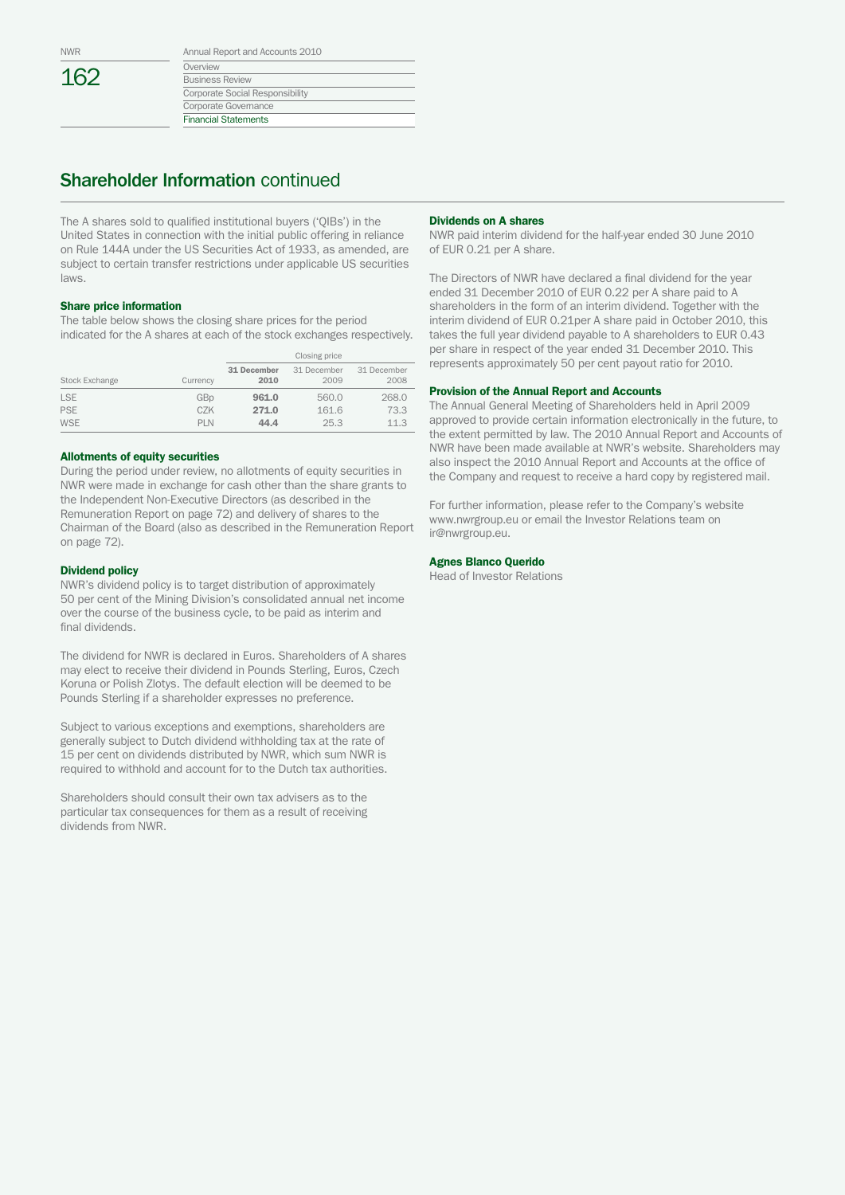## Shareholder Information continued

The A shares sold to qualified institutional buyers ('QIBs') in the United States in connection with the initial public offering in reliance on Rule 144A under the US Securities Act of 1933, as amended, are subject to certain transfer restrictions under applicable US securities laws.

### Share price information

The table below shows the closing share prices for the period indicated for the A shares at each of the stock exchanges respectively.

| | | Closing price | | |
|---|---|---|---|---|
| Stock Exchange | Currency | **31 December 2010** | 31 December 2009 | 31 December 2008 |
| LSE | GBp | **961.0** | 560.0 | 268.0 |
| PSE | CZK | **271.0** | 161.6 | 73.3 |
| WSE | PLN | **44.4** | 25.3 | 11.3 |

### Allotments of equity securities

During the period under review, no allotments of equity securities in NWR were made in exchange for cash other than the share grants to the Independent Non-Executive Directors (as described in the Remuneration Report on page 72) and delivery of shares to the Chairman of the Board (also as described in the Remuneration Report on page 72).

### Dividend policy

NWR's dividend policy is to target distribution of approximately 50 per cent of the Mining Division's consolidated annual net income over the course of the business cycle, to be paid as interim and final dividends.

The dividend for NWR is declared in Euros. Shareholders of A shares may elect to receive their dividend in Pounds Sterling, Euros, Czech Koruna or Polish Zlotys. The default election will be deemed to be Pounds Sterling if a shareholder expresses no preference.

Subject to various exceptions and exemptions, shareholders are generally subject to Dutch dividend withholding tax at the rate of 15 per cent on dividends distributed by NWR, which sum NWR is required to withhold and account for to the Dutch tax authorities.

Shareholders should consult their own tax advisers as to the particular tax consequences for them as a result of receiving dividends from NWR.

### Dividends on A shares

NWR paid interim dividend for the half-year ended 30 June 2010 of EUR 0.21 per A share.

The Directors of NWR have declared a final dividend for the year ended 31 December 2010 of EUR 0.22 per A share paid to A shareholders in the form of an interim dividend. Together with the interim dividend of EUR 0.21per A share paid in October 2010, this takes the full year dividend payable to A shareholders to EUR 0.43 per share in respect of the year ended 31 December 2010. This represents approximately 50 per cent payout ratio for 2010.

### Provision of the Annual Report and Accounts

The Annual General Meeting of Shareholders held in April 2009 approved to provide certain information electronically in the future, to the extent permitted by law. The 2010 Annual Report and Accounts of NWR have been made available at NWR's website. Shareholders may also inspect the 2010 Annual Report and Accounts at the office of the Company and request to receive a hard copy by registered mail.

For further information, please refer to the Company's website www.nwrgroup.eu or email the Investor Relations team on ir@nwrgroup.eu.

**Agnes Blanco Querido**
Head of Investor Relations